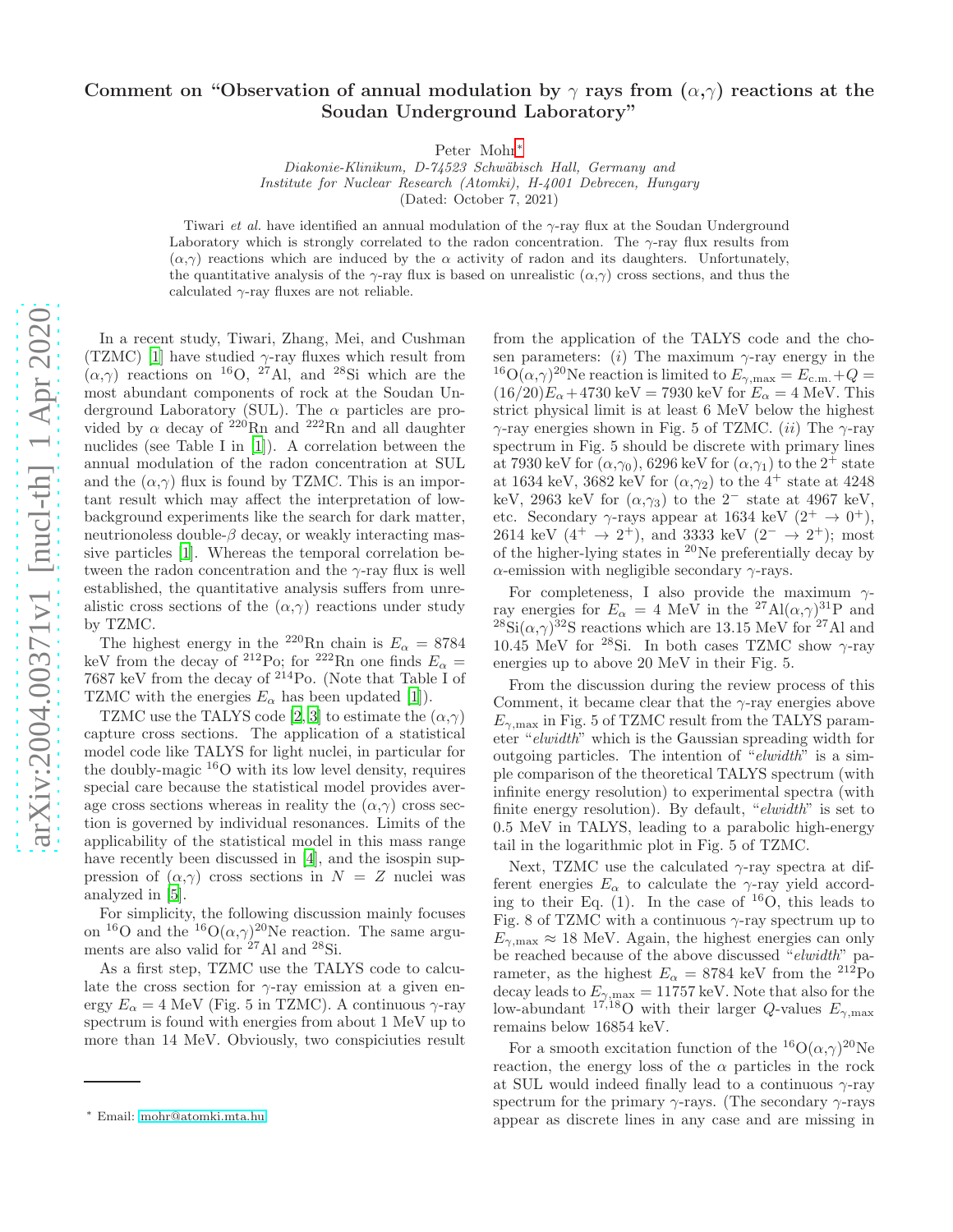# Comment on "Observation of annual modulation by $\gamma$ rays from ($\alpha$,$\gamma$) reactions at the Soudan Underground Laboratory"

Peter Mohr[*]

*Diakonie-Klinikum, D-74523 Schwäbisch Hall, Germany and*
*Institute for Nuclear Research (Atomki), H-4001 Debrecen, Hungary*

(Dated: October 7, 2021)

Tiwari *et al.* have identified an annual modulation of the $\gamma$-ray flux at the Soudan Underground Laboratory which is strongly correlated to the radon concentration. The $\gamma$-ray flux results from ($\alpha$,$\gamma$) reactions which are induced by the $\alpha$ activity of radon and its daughters. Unfortunately, the quantitative analysis of the $\gamma$-ray flux is based on unrealistic ($\alpha$,$\gamma$) cross sections, and thus the calculated $\gamma$-ray fluxes are not reliable.

In a recent study, Tiwari, Zhang, Mei, and Cushman (TZMC) [1] have studied $\gamma$-ray fluxes which result from ($\alpha$,$\gamma$) reactions on $^{16}$O, $^{27}$Al, and $^{28}$Si which are the most abundant components of rock at the Soudan Underground Laboratory (SUL). The $\alpha$ particles are provided by $\alpha$ decay of $^{220}$Rn and $^{222}$Rn and all daughter nuclides (see Table I in [1]). A correlation between the annual modulation of the radon concentration at SUL and the ($\alpha$,$\gamma$) flux is found by TZMC. This is an important result which may affect the interpretation of low-background experiments like the search for dark matter, neutrinoless double-$\beta$ decay, or weakly interacting massive particles [1]. Whereas the temporal correlation between the radon concentration and the $\gamma$-ray flux is well established, the quantitative analysis suffers from unrealistic cross sections of the ($\alpha$,$\gamma$) reactions under study by TZMC.

The highest energy in the $^{220}$Rn chain is $E_\alpha = 8784$ keV from the decay of $^{212}$Po; for $^{222}$Rn one finds $E_\alpha = 7687$ keV from the decay of $^{214}$Po. (Note that Table I of TZMC with the energies $E_\alpha$ has been updated [1]).

TZMC use the TALYS code [2, 3] to estimate the ($\alpha$,$\gamma$) capture cross sections. The application of a statistical model code like TALYS for light nuclei, in particular for the doubly-magic $^{16}$O with its low level density, requires special care because the statistical model provides average cross sections whereas in reality the ($\alpha$,$\gamma$) cross section is governed by individual resonances. Limits of the applicability of the statistical model in this mass range have recently been discussed in [4], and the isospin suppression of ($\alpha$,$\gamma$) cross sections in $N = Z$ nuclei was analyzed in [5].

For simplicity, the following discussion mainly focuses on $^{16}$O and the $^{16}$O($\alpha$,$\gamma$)$^{20}$Ne reaction. The same arguments are also valid for $^{27}$Al and $^{28}$Si.

As a first step, TZMC use the TALYS code to calculate the cross section for $\gamma$-ray emission at a given energy $E_\alpha = 4$ MeV (Fig. 5 in TZMC). A continuous $\gamma$-ray spectrum is found with energies from about 1 MeV up to more than 14 MeV. Obviously, two conspiciuties result from the application of the TALYS code and the chosen parameters: (*i*) The maximum $\gamma$-ray energy in the $^{16}$O($\alpha$,$\gamma$)$^{20}$Ne reaction is limited to $E_{\gamma,\rm max} = E_{\rm c.m.} + Q = (16/20)E_\alpha + 4730$ keV $= 7930$ keV for $E_\alpha = 4$ MeV. This strict physical limit is at least 6 MeV below the highest $\gamma$-ray energies shown in Fig. 5 of TZMC. (*ii*) The $\gamma$-ray spectrum in Fig. 5 should be discrete with primary lines at 7930 keV for ($\alpha$,$\gamma_0$), 6296 keV for ($\alpha$,$\gamma_1$) to the $2^+$ state at 1634 keV, 3682 keV for ($\alpha$,$\gamma_2$) to the $4^+$ state at 4248 keV, 2963 keV for ($\alpha$,$\gamma_3$) to the $2^-$ state at 4967 keV, etc. Secondary $\gamma$-rays appear at 1634 keV ($2^+ \to 0^+$), 2614 keV ($4^+ \to 2^+$), and 3333 keV ($2^- \to 2^+$); most of the higher-lying states in $^{20}$Ne preferentially decay by $\alpha$-emission with negligible secondary $\gamma$-rays.

For completeness, I also provide the maximum $\gamma$-ray energies for $E_\alpha = 4$ MeV in the $^{27}$Al($\alpha$,$\gamma$)$^{31}$P and $^{28}$Si($\alpha$,$\gamma$)$^{32}$S reactions which are 13.15 MeV for $^{27}$Al and 10.45 MeV for $^{28}$Si. In both cases TZMC show $\gamma$-ray energies up to above 20 MeV in their Fig. 5.

From the discussion during the review process of this Comment, it became clear that the $\gamma$-ray energies above $E_{\gamma,\rm max}$ in Fig. 5 of TZMC result from the TALYS parameter "*elwidth*" which is the Gaussian spreading width for outgoing particles. The intention of "*elwidth*" is a simple comparison of the theoretical TALYS spectrum (with infinite energy resolution) to experimental spectra (with finite energy resolution). By default, "*elwidth*" is set to 0.5 MeV in TALYS, leading to a parabolic high-energy tail in the logarithmic plot in Fig. 5 of TZMC.

Next, TZMC use the calculated $\gamma$-ray spectra at different energies $E_\alpha$ to calculate the $\gamma$-ray yield according to their Eq. (1). In the case of $^{16}$O, this leads to Fig. 8 of TZMC with a continuous $\gamma$-ray spectrum up to $E_{\gamma,\rm max} \approx 18$ MeV. Again, the highest energies can only be reached because of the above discussed "*elwidth*" parameter, as the highest $E_\alpha = 8784$ keV from the $^{212}$Po decay leads to $E_{\gamma,\rm max} = 11757$ keV. Note that also for the low-abundant $^{17,18}$O with their larger $Q$-values $E_{\gamma,\rm max}$ remains below 16854 keV.

For a smooth excitation function of the $^{16}$O($\alpha$,$\gamma$)$^{20}$Ne reaction, the energy loss of the $\alpha$ particles in the rock at SUL would indeed finally lead to a continuous $\gamma$-ray spectrum for the primary $\gamma$-rays. (The secondary $\gamma$-rays appear as discrete lines in any case and are missing in

[*] Email: mohr@atomki.mta.hu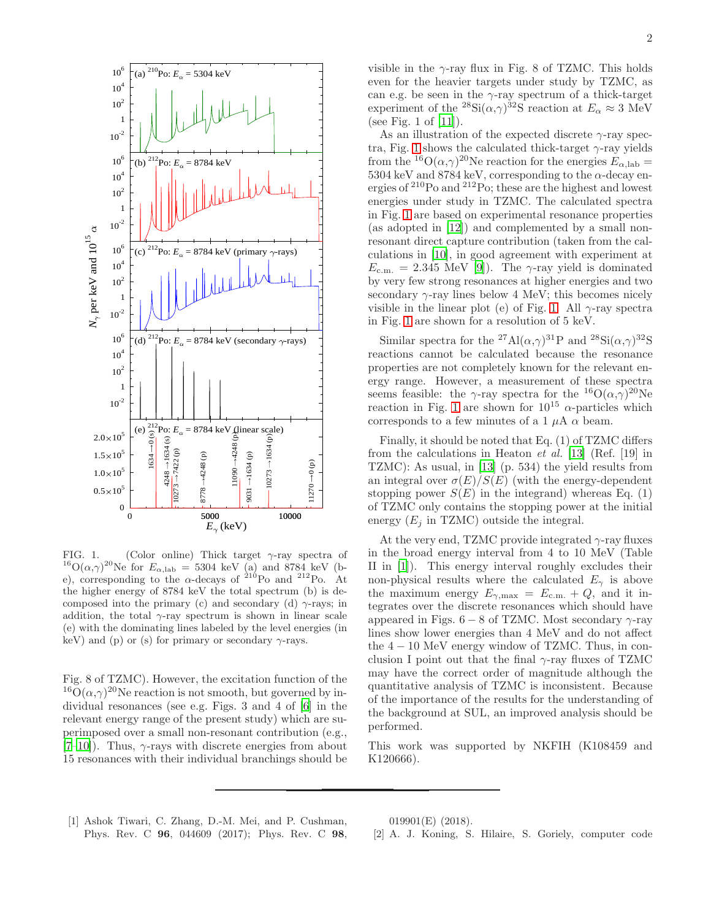FIG. 1. (Color online) Thick target $\gamma$-ray spectra of $^{16}$O($\alpha$,$\gamma$)$^{20}$Ne for $E_{\alpha,\mathrm{lab}}$ = 5304 keV (a) and 8784 keV (b-e), corresponding to the $\alpha$-decays of $^{210}$Po and $^{212}$Po. At the higher energy of 8784 keV the total spectrum (b) is decomposed into the primary (c) and secondary (d) $\gamma$-rays; in addition, the total $\gamma$-ray spectrum is shown in linear scale (e) with the dominating lines labeled by the level energies (in keV) and (p) or (s) for primary or secondary $\gamma$-rays.

Fig. 8 of TZMC). However, the excitation function of the $^{16}$O($\alpha$,$\gamma$)$^{20}$Ne reaction is not smooth, but governed by individual resonances (see e.g. Figs. 3 and 4 of [6] in the relevant energy range of the present study) which are superimposed over a small non-resonant contribution (e.g., [7–10]). Thus, $\gamma$-rays with discrete energies from about 15 resonances with their individual branchings should be visible in the $\gamma$-ray flux in Fig. 8 of TZMC. This holds even for the heavier targets under study by TZMC, as can e.g. be seen in the $\gamma$-ray spectrum of a thick-target experiment of the $^{28}$Si($\alpha$,$\gamma$)$^{32}$S reaction at $E_\alpha \approx 3$ MeV (see Fig. 1 of [11]).

As an illustration of the expected discrete $\gamma$-ray spectra, Fig. 1 shows the calculated thick-target $\gamma$-ray yields from the $^{16}$O($\alpha$,$\gamma$)$^{20}$Ne reaction for the energies $E_{\alpha,\mathrm{lab}}$ = 5304 keV and 8784 keV, corresponding to the $\alpha$-decay energies of $^{210}$Po and $^{212}$Po; these are the highest and lowest energies under study in TZMC. The calculated spectra in Fig. 1 are based on experimental resonance properties (as adopted in [12]) and complemented by a small non-resonant direct capture contribution (taken from the calculations in [10], in good agreement with experiment at $E_{\mathrm{c.m.}}$ = 2.345 MeV [9]). The $\gamma$-ray yield is dominated by very few strong resonances at higher energies and two secondary $\gamma$-ray lines below 4 MeV; this becomes nicely visible in the linear plot (e) of Fig. 1. All $\gamma$-ray spectra in Fig. 1 are shown for a resolution of 5 keV.

Similar spectra for the $^{27}$Al($\alpha$,$\gamma$)$^{31}$P and $^{28}$Si($\alpha$,$\gamma$)$^{32}$S reactions cannot be calculated because the resonance properties are not completely known for the relevant energy range. However, a measurement of these spectra seems feasible: the $\gamma$-ray spectra for the $^{16}$O($\alpha$,$\gamma$)$^{20}$Ne reaction in Fig. 1 are shown for $10^{15}$ $\alpha$-particles which corresponds to a few minutes of a 1 $\mu$A $\alpha$ beam.

Finally, it should be noted that Eq. (1) of TZMC differs from the calculations in Heaton *et al.* [13] (Ref. [19] in TZMC): As usual, in [13] (p. 534) the yield results from an integral over $\sigma(E)/S(E)$ (with the energy-dependent stopping power $S(E)$ in the integrand) whereas Eq. (1) of TZMC only contains the stopping power at the initial energy ($E_j$ in TZMC) outside the integral.

At the very end, TZMC provide integrated $\gamma$-ray fluxes in the broad energy interval from 4 to 10 MeV (Table II in [1]). This energy interval roughly excludes their non-physical results where the calculated $E_\gamma$ is above the maximum energy $E_{\gamma,\mathrm{max}} = E_{\mathrm{c.m.}} + Q$, and it integrates over the discrete resonances which should have appeared in Figs. 6 − 8 of TZMC. Most secondary $\gamma$-ray lines show lower energies than 4 MeV and do not affect the 4 − 10 MeV energy window of TZMC. Thus, in conclusion I point out that the final $\gamma$-ray fluxes of TZMC may have the correct order of magnitude although the quantitative analysis of TZMC is inconsistent. Because of the importance of the results for the understanding of the background at SUL, an improved analysis should be performed.

This work was supported by NKFIH (K108459 and K120666).

---

[1] Ashok Tiwari, C. Zhang, D.-M. Mei, and P. Cushman, Phys. Rev. C **96**, 044609 (2017); Phys. Rev. C **98**, 019901(E) (2018).

[2] A. J. Koning, S. Hilaire, S. Goriely, computer code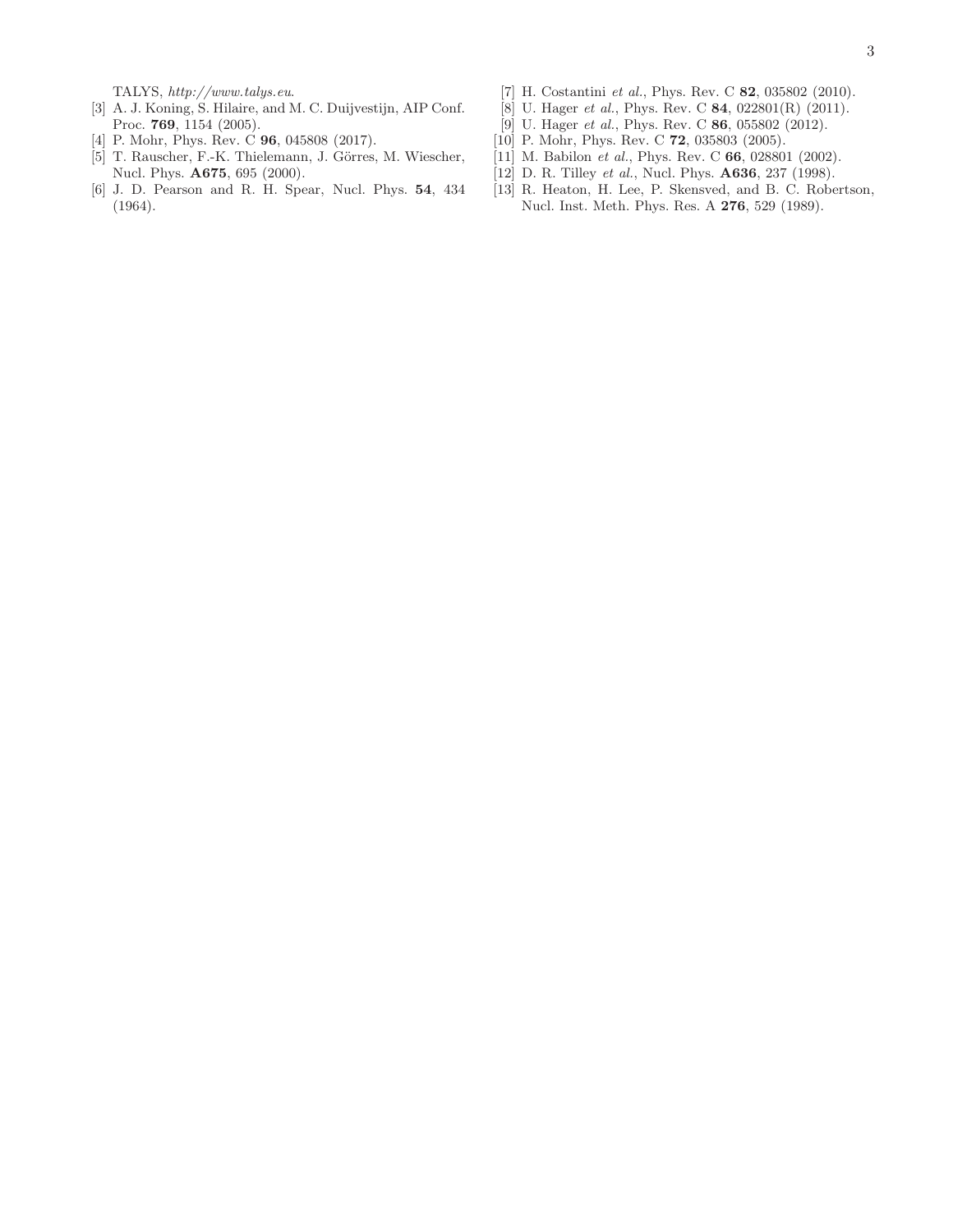TALYS, *http://www.talys.eu*.

[3] A. J. Koning, S. Hilaire, and M. C. Duijvestijn, AIP Conf. Proc. **769**, 1154 (2005).

[4] P. Mohr, Phys. Rev. C **96**, 045808 (2017).

[5] T. Rauscher, F.-K. Thielemann, J. Görres, M. Wiescher, Nucl. Phys. **A675**, 695 (2000).

[6] J. D. Pearson and R. H. Spear, Nucl. Phys. **54**, 434 (1964).

[7] H. Costantini *et al.*, Phys. Rev. C **82**, 035802 (2010).

[8] U. Hager *et al.*, Phys. Rev. C **84**, 022801(R) (2011).

[9] U. Hager *et al.*, Phys. Rev. C **86**, 055802 (2012).

[10] P. Mohr, Phys. Rev. C **72**, 035803 (2005).

[11] M. Babilon *et al.*, Phys. Rev. C **66**, 028801 (2002).

[12] D. R. Tilley *et al.*, Nucl. Phys. **A636**, 237 (1998).

[13] R. Heaton, H. Lee, P. Skensved, and B. C. Robertson, Nucl. Inst. Meth. Phys. Res. A **276**, 529 (1989).